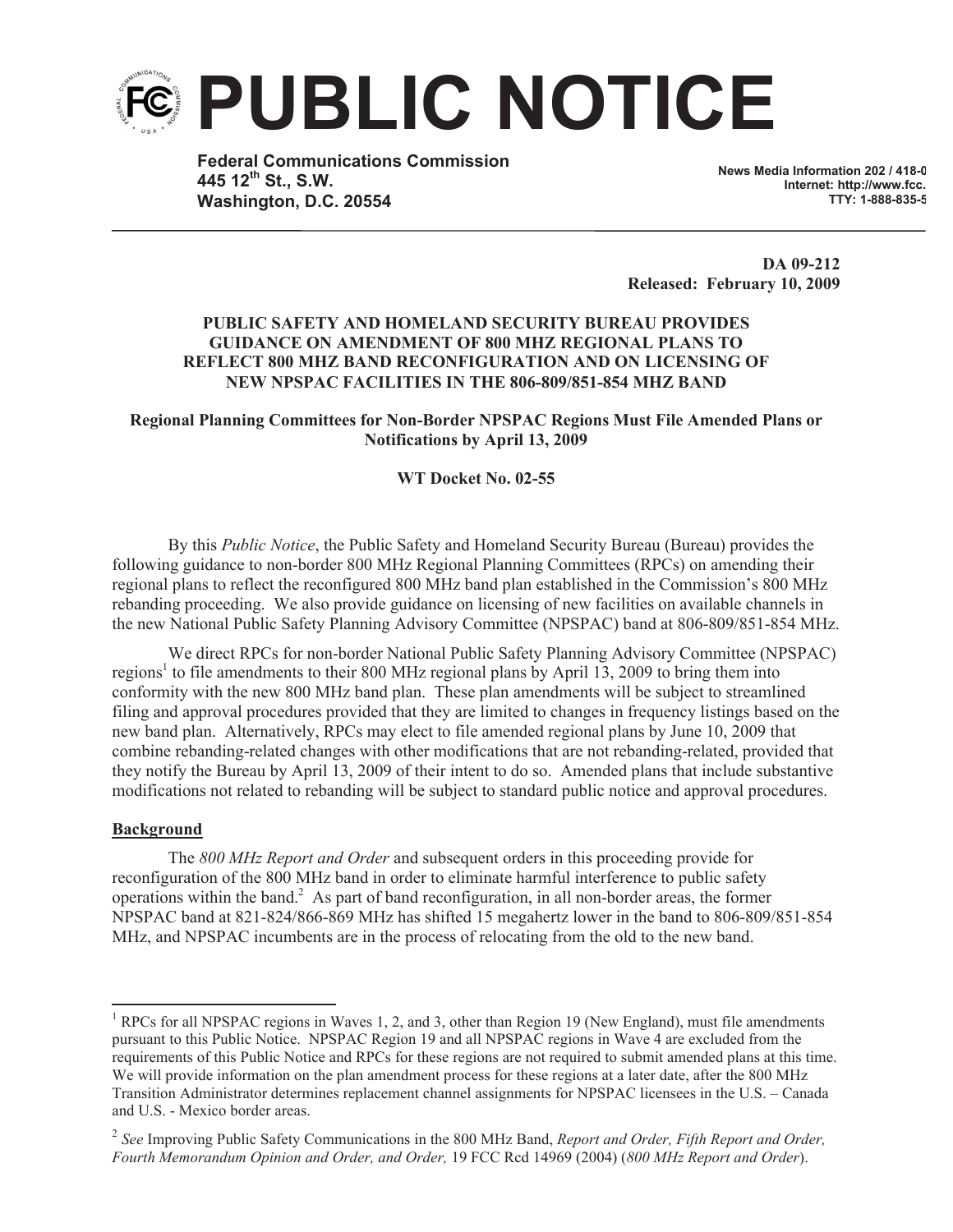# PUBLIC NOTICE

**Federal Communications Commission**
**445 12th St., S.W.**
**Washington, D.C. 20554**

**News Media Information 202 / 418-0**
**Internet: http://www.fcc.**
**TTY: 1-888-835-5**

**DA 09-212**
**Released: February 10, 2009**

**PUBLIC SAFETY AND HOMELAND SECURITY BUREAU PROVIDES GUIDANCE ON AMENDMENT OF 800 MHZ REGIONAL PLANS TO REFLECT 800 MHZ BAND RECONFIGURATION AND ON LICENSING OF NEW NPSPAC FACILITIES IN THE 806-809/851-854 MHZ BAND**

**Regional Planning Committees for Non-Border NPSPAC Regions Must File Amended Plans or Notifications by April 13, 2009**

**WT Docket No. 02-55**

By this *Public Notice*, the Public Safety and Homeland Security Bureau (Bureau) provides the following guidance to non-border 800 MHz Regional Planning Committees (RPCs) on amending their regional plans to reflect the reconfigured 800 MHz band plan established in the Commission's 800 MHz rebanding proceeding. We also provide guidance on licensing of new facilities on available channels in the new National Public Safety Planning Advisory Committee (NPSPAC) band at 806-809/851-854 MHz.

We direct RPCs for non-border National Public Safety Planning Advisory Committee (NPSPAC) regions[1] to file amendments to their 800 MHz regional plans by April 13, 2009 to bring them into conformity with the new 800 MHz band plan. These plan amendments will be subject to streamlined filing and approval procedures provided that they are limited to changes in frequency listings based on the new band plan. Alternatively, RPCs may elect to file amended regional plans by June 10, 2009 that combine rebanding-related changes with other modifications that are not rebanding-related, provided that they notify the Bureau by April 13, 2009 of their intent to do so. Amended plans that include substantive modifications not related to rebanding will be subject to standard public notice and approval procedures.

**Background**

The *800 MHz Report and Order* and subsequent orders in this proceeding provide for reconfiguration of the 800 MHz band in order to eliminate harmful interference to public safety operations within the band.[2] As part of band reconfiguration, in all non-border areas, the former NPSPAC band at 821-824/866-869 MHz has shifted 15 megahertz lower in the band to 806-809/851-854 MHz, and NPSPAC incumbents are in the process of relocating from the old to the new band.

---

[1] RPCs for all NPSPAC regions in Waves 1, 2, and 3, other than Region 19 (New England), must file amendments pursuant to this Public Notice. NPSPAC Region 19 and all NPSPAC regions in Wave 4 are excluded from the requirements of this Public Notice and RPCs for these regions are not required to submit amended plans at this time. We will provide information on the plan amendment process for these regions at a later date, after the 800 MHz Transition Administrator determines replacement channel assignments for NPSPAC licensees in the U.S. – Canada and U.S. - Mexico border areas.

[2] *See* Improving Public Safety Communications in the 800 MHz Band, *Report and Order, Fifth Report and Order, Fourth Memorandum Opinion and Order, and Order,* 19 FCC Rcd 14969 (2004) (*800 MHz Report and Order*).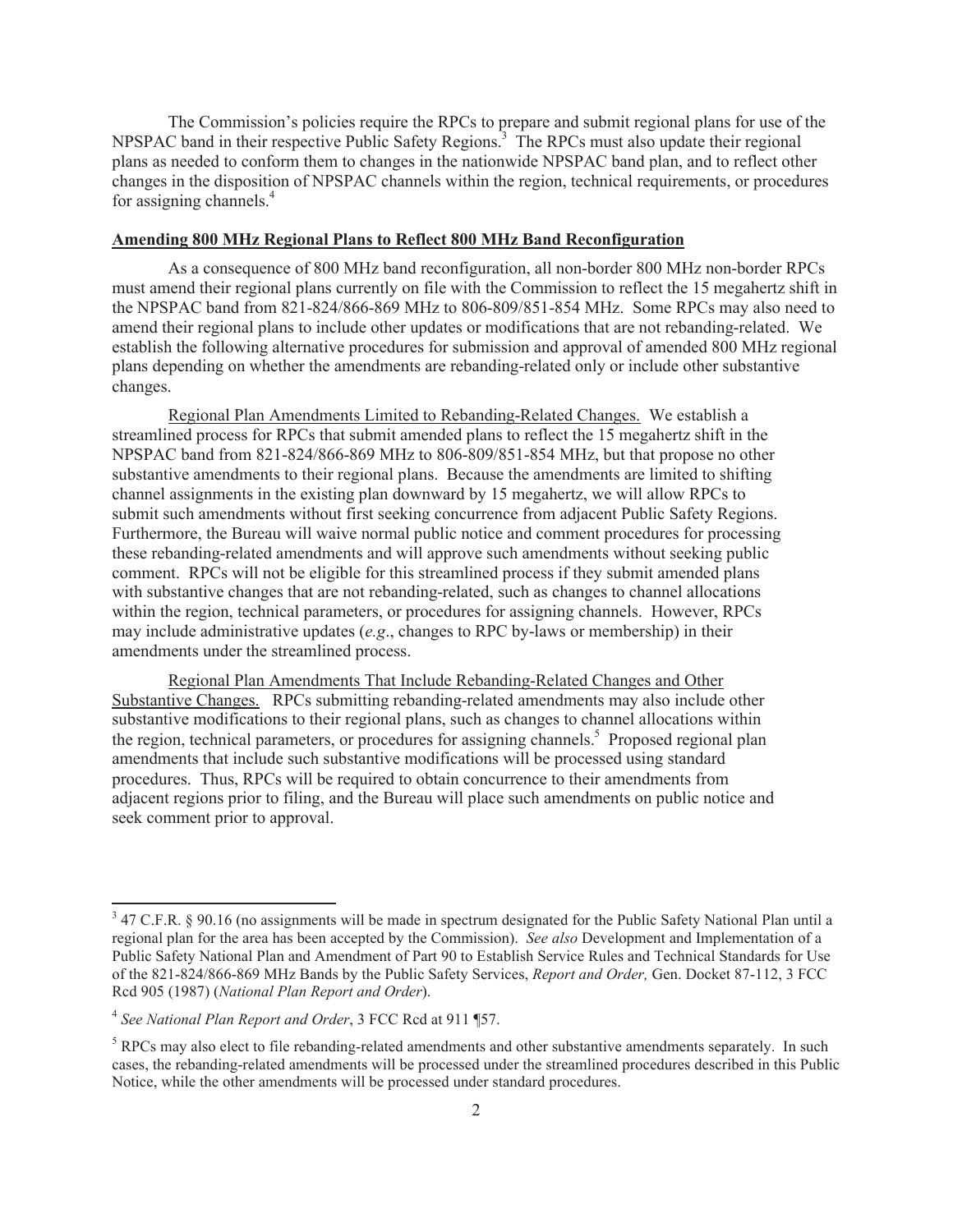The Commission's policies require the RPCs to prepare and submit regional plans for use of the NPSPAC band in their respective Public Safety Regions.[3] The RPCs must also update their regional plans as needed to conform them to changes in the nationwide NPSPAC band plan, and to reflect other changes in the disposition of NPSPAC channels within the region, technical requirements, or procedures for assigning channels.[4]

**Amending 800 MHz Regional Plans to Reflect 800 MHz Band Reconfiguration**

As a consequence of 800 MHz band reconfiguration, all non-border 800 MHz non-border RPCs must amend their regional plans currently on file with the Commission to reflect the 15 megahertz shift in the NPSPAC band from 821-824/866-869 MHz to 806-809/851-854 MHz. Some RPCs may also need to amend their regional plans to include other updates or modifications that are not rebanding-related. We establish the following alternative procedures for submission and approval of amended 800 MHz regional plans depending on whether the amendments are rebanding-related only or include other substantive changes.

Regional Plan Amendments Limited to Rebanding-Related Changes. We establish a streamlined process for RPCs that submit amended plans to reflect the 15 megahertz shift in the NPSPAC band from 821-824/866-869 MHz to 806-809/851-854 MHz, but that propose no other substantive amendments to their regional plans. Because the amendments are limited to shifting channel assignments in the existing plan downward by 15 megahertz, we will allow RPCs to submit such amendments without first seeking concurrence from adjacent Public Safety Regions. Furthermore, the Bureau will waive normal public notice and comment procedures for processing these rebanding-related amendments and will approve such amendments without seeking public comment. RPCs will not be eligible for this streamlined process if they submit amended plans with substantive changes that are not rebanding-related, such as changes to channel allocations within the region, technical parameters, or procedures for assigning channels. However, RPCs may include administrative updates (*e.g.*, changes to RPC by-laws or membership) in their amendments under the streamlined process.

Regional Plan Amendments That Include Rebanding-Related Changes and Other Substantive Changes. RPCs submitting rebanding-related amendments may also include other substantive modifications to their regional plans, such as changes to channel allocations within the region, technical parameters, or procedures for assigning channels.[5] Proposed regional plan amendments that include such substantive modifications will be processed using standard procedures. Thus, RPCs will be required to obtain concurrence to their amendments from adjacent regions prior to filing, and the Bureau will place such amendments on public notice and seek comment prior to approval.

---

[3] 47 C.F.R. § 90.16 (no assignments will be made in spectrum designated for the Public Safety National Plan until a regional plan for the area has been accepted by the Commission). *See also* Development and Implementation of a Public Safety National Plan and Amendment of Part 90 to Establish Service Rules and Technical Standards for Use of the 821-824/866-869 MHz Bands by the Public Safety Services, *Report and Order,* Gen. Docket 87-112, 3 FCC Rcd 905 (1987) (*National Plan Report and Order*).

[4] *See National Plan Report and Order*, 3 FCC Rcd at 911 ¶57.

[5] RPCs may also elect to file rebanding-related amendments and other substantive amendments separately. In such cases, the rebanding-related amendments will be processed under the streamlined procedures described in this Public Notice, while the other amendments will be processed under standard procedures.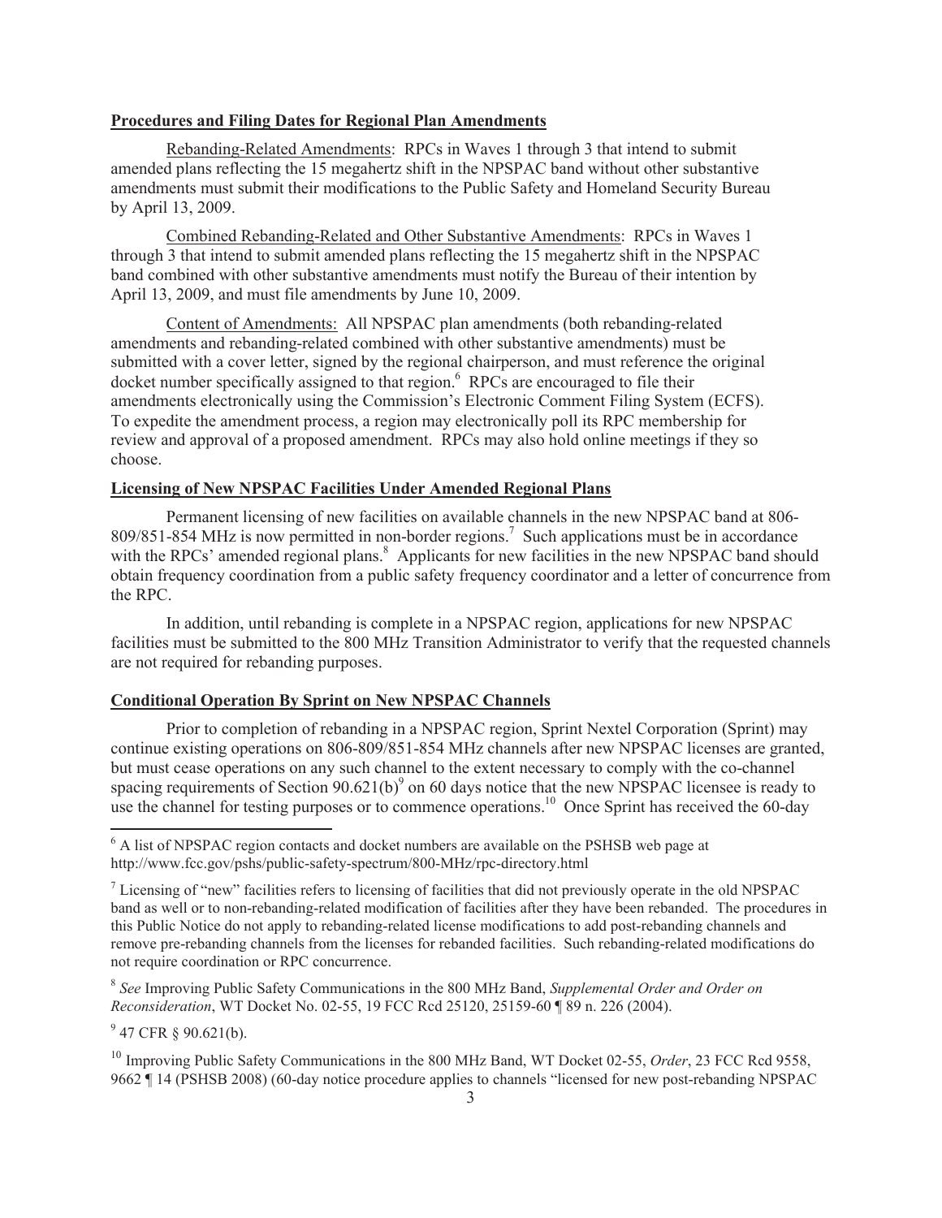**Procedures and Filing Dates for Regional Plan Amendments**

Rebanding-Related Amendments: RPCs in Waves 1 through 3 that intend to submit amended plans reflecting the 15 megahertz shift in the NPSPAC band without other substantive amendments must submit their modifications to the Public Safety and Homeland Security Bureau by April 13, 2009.

Combined Rebanding-Related and Other Substantive Amendments: RPCs in Waves 1 through 3 that intend to submit amended plans reflecting the 15 megahertz shift in the NPSPAC band combined with other substantive amendments must notify the Bureau of their intention by April 13, 2009, and must file amendments by June 10, 2009.

Content of Amendments: All NPSPAC plan amendments (both rebanding-related amendments and rebanding-related combined with other substantive amendments) must be submitted with a cover letter, signed by the regional chairperson, and must reference the original docket number specifically assigned to that region.[6] RPCs are encouraged to file their amendments electronically using the Commission's Electronic Comment Filing System (ECFS). To expedite the amendment process, a region may electronically poll its RPC membership for review and approval of a proposed amendment. RPCs may also hold online meetings if they so choose.

**Licensing of New NPSPAC Facilities Under Amended Regional Plans**

Permanent licensing of new facilities on available channels in the new NPSPAC band at 806-809/851-854 MHz is now permitted in non-border regions.[7] Such applications must be in accordance with the RPCs' amended regional plans.[8] Applicants for new facilities in the new NPSPAC band should obtain frequency coordination from a public safety frequency coordinator and a letter of concurrence from the RPC.

In addition, until rebanding is complete in a NPSPAC region, applications for new NPSPAC facilities must be submitted to the 800 MHz Transition Administrator to verify that the requested channels are not required for rebanding purposes.

**Conditional Operation By Sprint on New NPSPAC Channels**

Prior to completion of rebanding in a NPSPAC region, Sprint Nextel Corporation (Sprint) may continue existing operations on 806-809/851-854 MHz channels after new NPSPAC licenses are granted, but must cease operations on any such channel to the extent necessary to comply with the co-channel spacing requirements of Section 90.621(b)[9] on 60 days notice that the new NPSPAC licensee is ready to use the channel for testing purposes or to commence operations.[10] Once Sprint has received the 60-day

---

[6] A list of NPSPAC region contacts and docket numbers are available on the PSHSB web page at http://www.fcc.gov/pshs/public-safety-spectrum/800-MHz/rpc-directory.html

[7] Licensing of "new" facilities refers to licensing of facilities that did not previously operate in the old NPSPAC band as well or to non-rebanding-related modification of facilities after they have been rebanded. The procedures in this Public Notice do not apply to rebanding-related license modifications to add post-rebanding channels and remove pre-rebanding channels from the licenses for rebanded facilities. Such rebanding-related modifications do not require coordination or RPC concurrence.

[8] *See* Improving Public Safety Communications in the 800 MHz Band, *Supplemental Order and Order on Reconsideration*, WT Docket No. 02-55, 19 FCC Rcd 25120, 25159-60 ¶ 89 n. 226 (2004).

[9] 47 CFR § 90.621(b).

[10] Improving Public Safety Communications in the 800 MHz Band, WT Docket 02-55, *Order*, 23 FCC Rcd 9558, 9662 ¶ 14 (PSHSB 2008) (60-day notice procedure applies to channels "licensed for new post-rebanding NPSPAC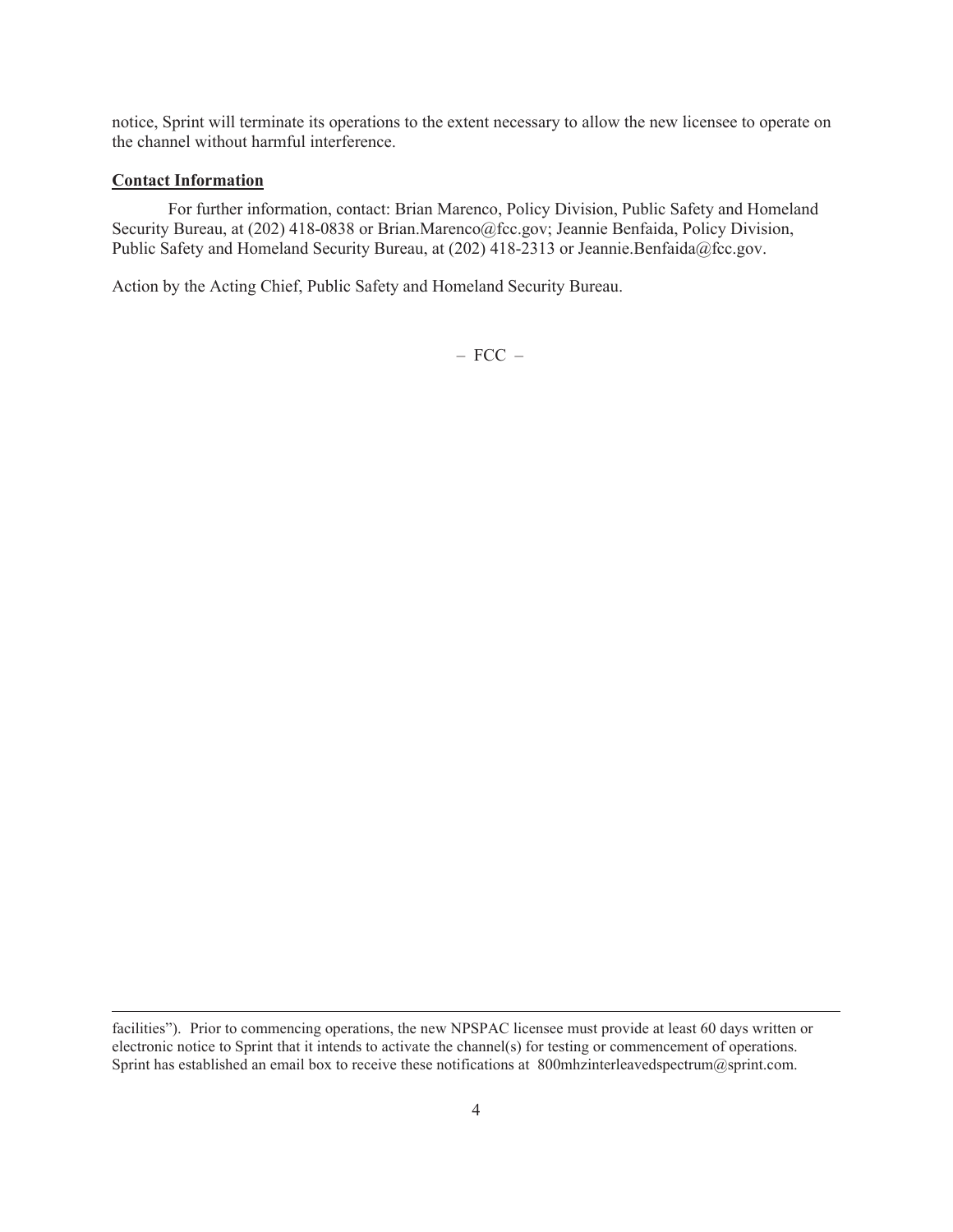notice, Sprint will terminate its operations to the extent necessary to allow the new licensee to operate on the channel without harmful interference.

**Contact Information**

For further information, contact: Brian Marenco, Policy Division, Public Safety and Homeland Security Bureau, at (202) 418-0838 or Brian.Marenco@fcc.gov; Jeannie Benfaida, Policy Division, Public Safety and Homeland Security Bureau, at (202) 418-2313 or Jeannie.Benfaida@fcc.gov.

Action by the Acting Chief, Public Safety and Homeland Security Bureau.

– FCC –

---

facilities"). Prior to commencing operations, the new NPSPAC licensee must provide at least 60 days written or electronic notice to Sprint that it intends to activate the channel(s) for testing or commencement of operations. Sprint has established an email box to receive these notifications at 800mhzinterleavedspectrum@sprint.com.